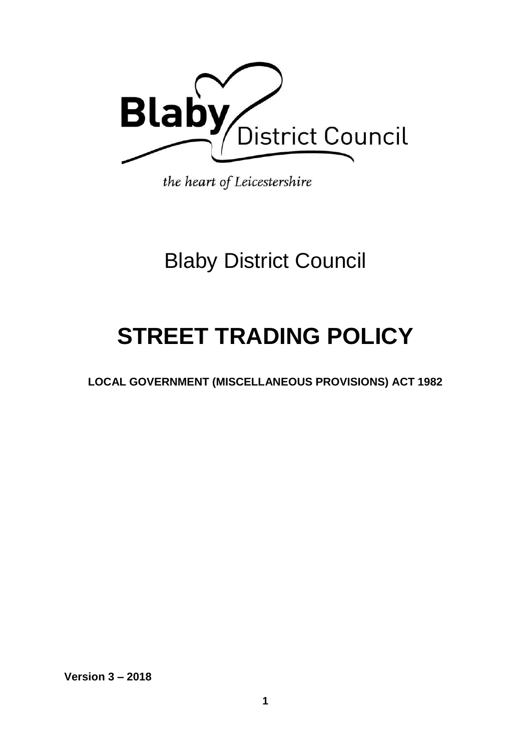Blaby District Council

*the heart of Leicestershire*

Blaby District Council

# STREET TRADING POLICY

**LOCAL GOVERNMENT (MISCELLANEOUS PROVISIONS) ACT 1982**

**Version 3 – 2018**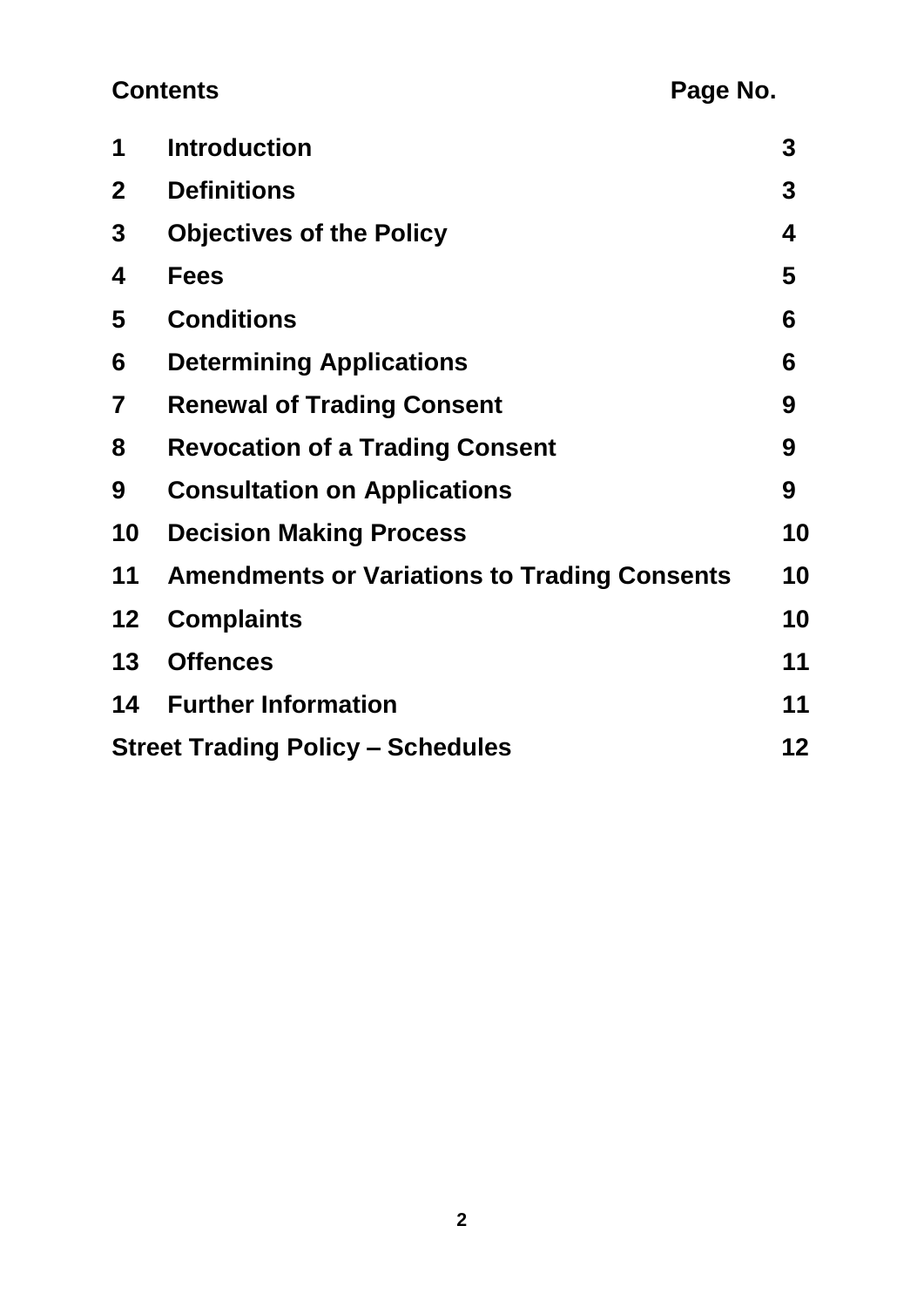| Contents | | Page No. |
|---|---|---|
| **1** | **Introduction** | **3** |
| **2** | **Definitions** | **3** |
| **3** | **Objectives of the Policy** | **4** |
| **4** | **Fees** | **5** |
| **5** | **Conditions** | **6** |
| **6** | **Determining Applications** | **6** |
| **7** | **Renewal of Trading Consent** | **9** |
| **8** | **Revocation of a Trading Consent** | **9** |
| **9** | **Consultation on Applications** | **9** |
| **10** | **Decision Making Process** | **10** |
| **11** | **Amendments or Variations to Trading Consents** | **10** |
| **12** | **Complaints** | **10** |
| **13** | **Offences** | **11** |
| **14** | **Further Information** | **11** |
| **Street Trading Policy – Schedules** | | **12** |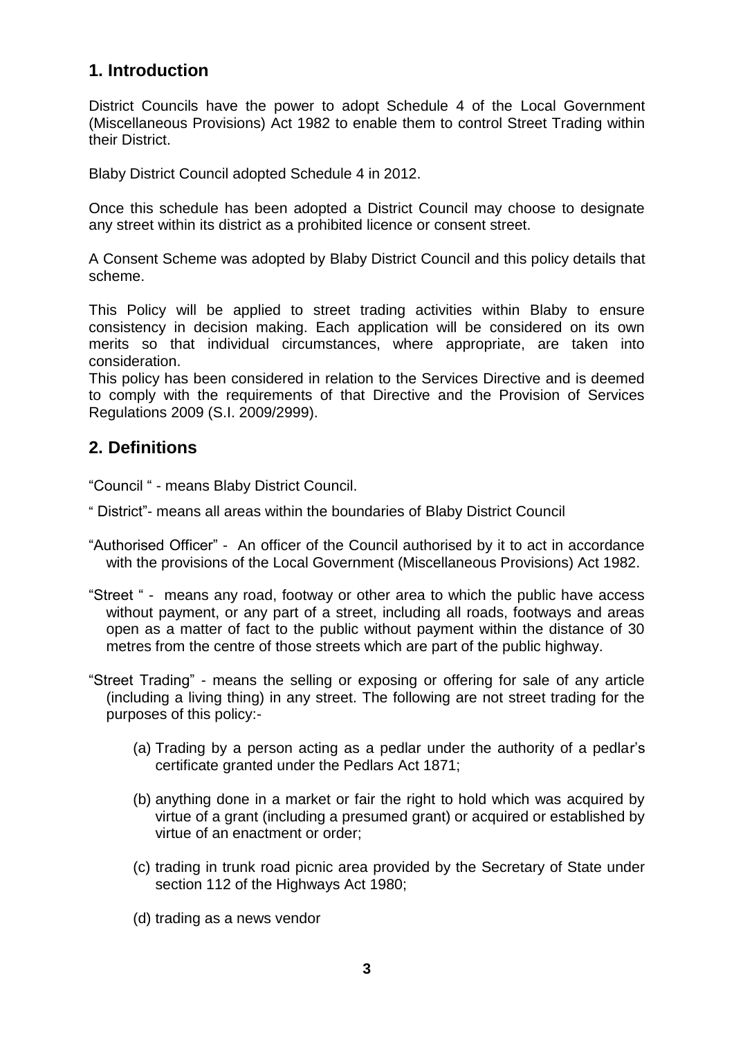## 1. Introduction

District Councils have the power to adopt Schedule 4 of the Local Government (Miscellaneous Provisions) Act 1982 to enable them to control Street Trading within their District.

Blaby District Council adopted Schedule 4 in 2012.

Once this schedule has been adopted a District Council may choose to designate any street within its district as a prohibited licence or consent street.

A Consent Scheme was adopted by Blaby District Council and this policy details that scheme.

This Policy will be applied to street trading activities within Blaby to ensure consistency in decision making. Each application will be considered on its own merits so that individual circumstances, where appropriate, are taken into consideration.
This policy has been considered in relation to the Services Directive and is deemed to comply with the requirements of that Directive and the Provision of Services Regulations 2009 (S.I. 2009/2999).

## 2. Definitions

"Council " - means Blaby District Council.

" District"- means all areas within the boundaries of Blaby District Council

"Authorised Officer" - An officer of the Council authorised by it to act in accordance with the provisions of the Local Government (Miscellaneous Provisions) Act 1982.

"Street " - means any road, footway or other area to which the public have access without payment, or any part of a street, including all roads, footways and areas open as a matter of fact to the public without payment within the distance of 30 metres from the centre of those streets which are part of the public highway.

"Street Trading" - means the selling or exposing or offering for sale of any article (including a living thing) in any street. The following are not street trading for the purposes of this policy:-

(a) Trading by a person acting as a pedlar under the authority of a pedlar's certificate granted under the Pedlars Act 1871;

(b) anything done in a market or fair the right to hold which was acquired by virtue of a grant (including a presumed grant) or acquired or established by virtue of an enactment or order;

(c) trading in trunk road picnic area provided by the Secretary of State under section 112 of the Highways Act 1980;

(d) trading as a news vendor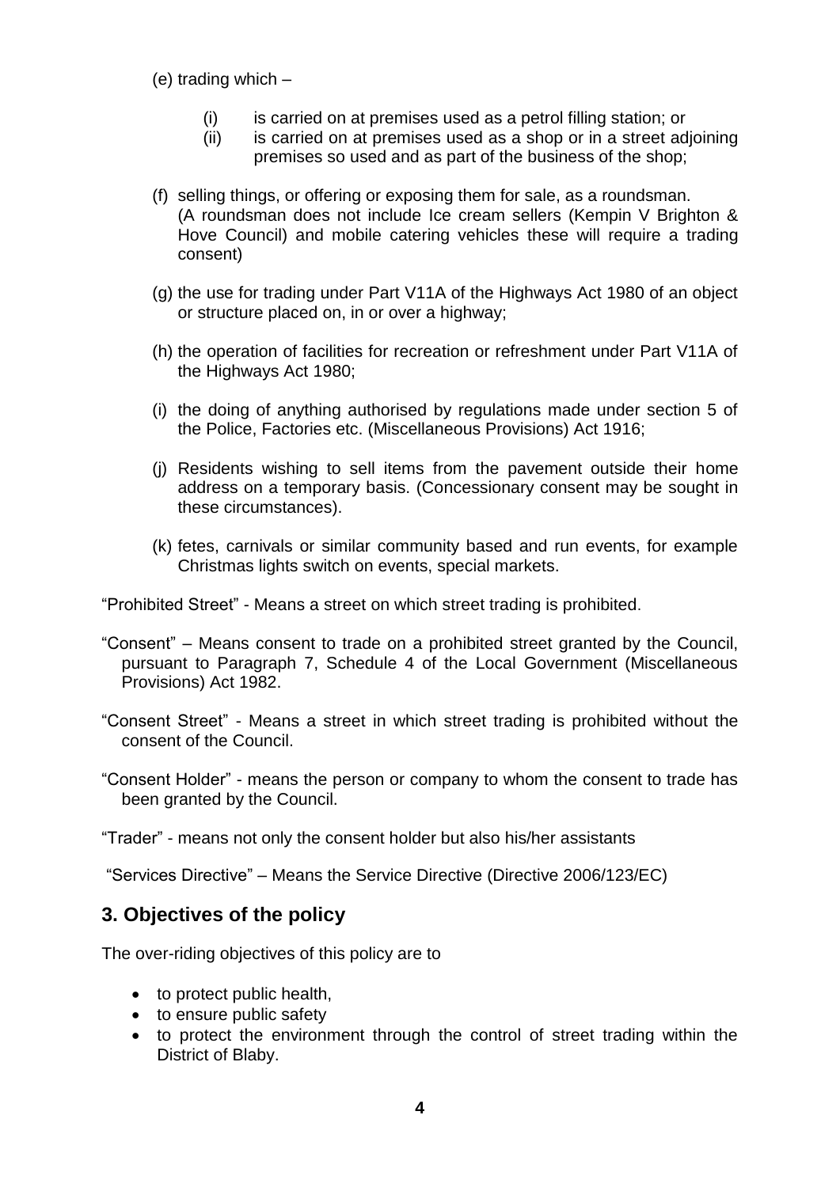(e) trading which –

   (i) is carried on at premises used as a petrol filling station; or
   (ii) is carried on at premises used as a shop or in a street adjoining premises so used and as part of the business of the shop;

(f) selling things, or offering or exposing them for sale, as a roundsman. (A roundsman does not include Ice cream sellers (Kempin V Brighton & Hove Council) and mobile catering vehicles these will require a trading consent)

(g) the use for trading under Part V11A of the Highways Act 1980 of an object or structure placed on, in or over a highway;

(h) the operation of facilities for recreation or refreshment under Part V11A of the Highways Act 1980;

(i) the doing of anything authorised by regulations made under section 5 of the Police, Factories etc. (Miscellaneous Provisions) Act 1916;

(j) Residents wishing to sell items from the pavement outside their home address on a temporary basis. (Concessionary consent may be sought in these circumstances).

(k) fetes, carnivals or similar community based and run events, for example Christmas lights switch on events, special markets.

"Prohibited Street" - Means a street on which street trading is prohibited.

"Consent" – Means consent to trade on a prohibited street granted by the Council, pursuant to Paragraph 7, Schedule 4 of the Local Government (Miscellaneous Provisions) Act 1982.

"Consent Street" - Means a street in which street trading is prohibited without the consent of the Council.

"Consent Holder" - means the person or company to whom the consent to trade has been granted by the Council.

"Trader" - means not only the consent holder but also his/her assistants

"Services Directive" – Means the Service Directive (Directive 2006/123/EC)

## 3. Objectives of the policy

The over-riding objectives of this policy are to

- to protect public health,
- to ensure public safety
- to protect the environment through the control of street trading within the District of Blaby.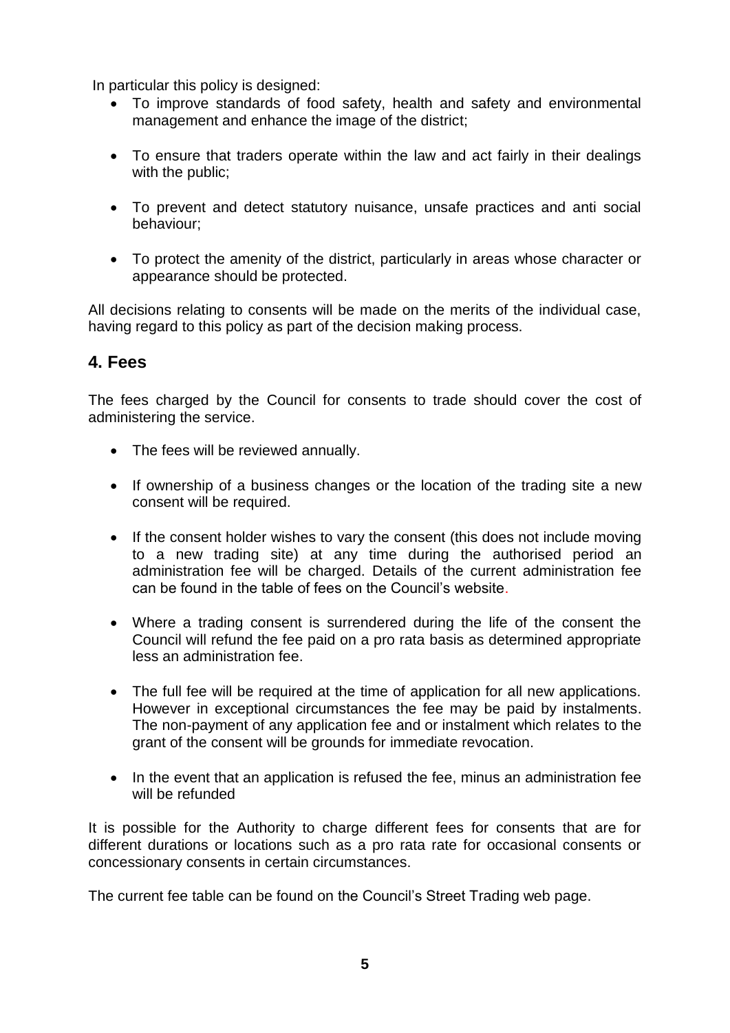In particular this policy is designed:

- To improve standards of food safety, health and safety and environmental management and enhance the image of the district;
- To ensure that traders operate within the law and act fairly in their dealings with the public;
- To prevent and detect statutory nuisance, unsafe practices and anti social behaviour;
- To protect the amenity of the district, particularly in areas whose character or appearance should be protected.

All decisions relating to consents will be made on the merits of the individual case, having regard to this policy as part of the decision making process.

## 4. Fees

The fees charged by the Council for consents to trade should cover the cost of administering the service.

- The fees will be reviewed annually.
- If ownership of a business changes or the location of the trading site a new consent will be required.
- If the consent holder wishes to vary the consent (this does not include moving to a new trading site) at any time during the authorised period an administration fee will be charged. Details of the current administration fee can be found in the table of fees on the Council's website.
- Where a trading consent is surrendered during the life of the consent the Council will refund the fee paid on a pro rata basis as determined appropriate less an administration fee.
- The full fee will be required at the time of application for all new applications. However in exceptional circumstances the fee may be paid by instalments. The non-payment of any application fee and or instalment which relates to the grant of the consent will be grounds for immediate revocation.
- In the event that an application is refused the fee, minus an administration fee will be refunded

It is possible for the Authority to charge different fees for consents that are for different durations or locations such as a pro rata rate for occasional consents or concessionary consents in certain circumstances.

The current fee table can be found on the Council's Street Trading web page.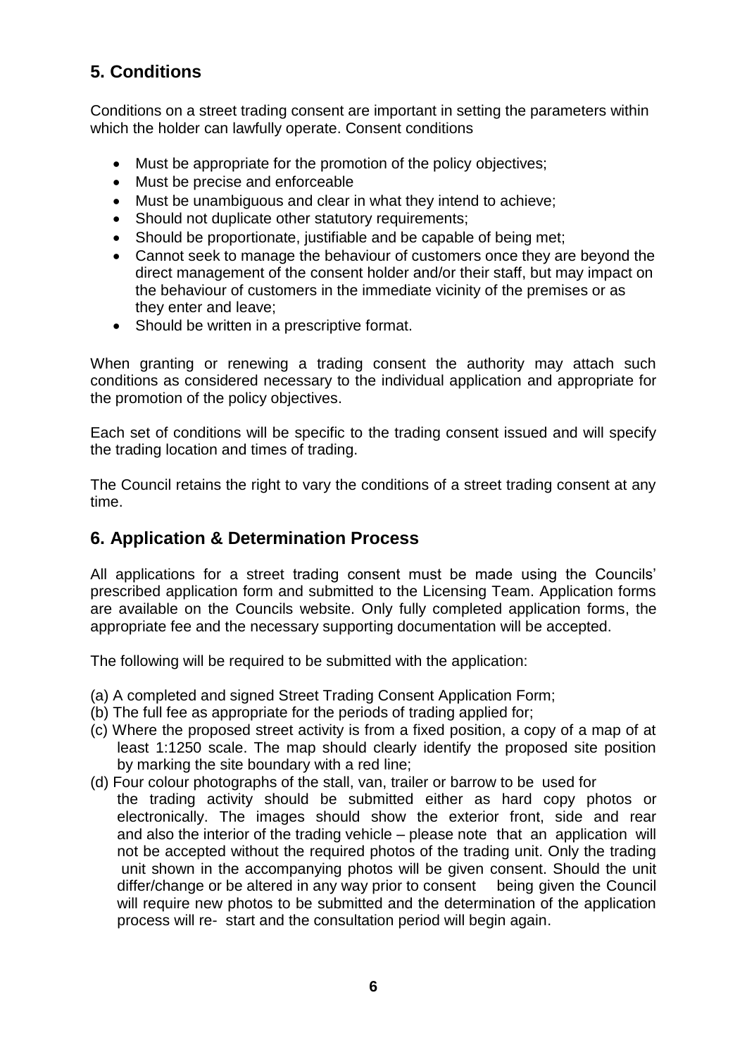## 5. Conditions

Conditions on a street trading consent are important in setting the parameters within which the holder can lawfully operate. Consent conditions

- Must be appropriate for the promotion of the policy objectives;
- Must be precise and enforceable
- Must be unambiguous and clear in what they intend to achieve;
- Should not duplicate other statutory requirements;
- Should be proportionate, justifiable and be capable of being met;
- Cannot seek to manage the behaviour of customers once they are beyond the direct management of the consent holder and/or their staff, but may impact on the behaviour of customers in the immediate vicinity of the premises or as they enter and leave;
- Should be written in a prescriptive format.

When granting or renewing a trading consent the authority may attach such conditions as considered necessary to the individual application and appropriate for the promotion of the policy objectives.

Each set of conditions will be specific to the trading consent issued and will specify the trading location and times of trading.

The Council retains the right to vary the conditions of a street trading consent at any time.

## 6. Application & Determination Process

All applications for a street trading consent must be made using the Councils' prescribed application form and submitted to the Licensing Team. Application forms are available on the Councils website. Only fully completed application forms, the appropriate fee and the necessary supporting documentation will be accepted.

The following will be required to be submitted with the application:

(a) A completed and signed Street Trading Consent Application Form;
(b) The full fee as appropriate for the periods of trading applied for;
(c) Where the proposed street activity is from a fixed position, a copy of a map of at least 1:1250 scale. The map should clearly identify the proposed site position by marking the site boundary with a red line;
(d) Four colour photographs of the stall, van, trailer or barrow to be used for the trading activity should be submitted either as hard copy photos or electronically. The images should show the exterior front, side and rear and also the interior of the trading vehicle – please note that an application will not be accepted without the required photos of the trading unit. Only the trading unit shown in the accompanying photos will be given consent. Should the unit differ/change or be altered in any way prior to consent being given the Council will require new photos to be submitted and the determination of the application process will re- start and the consultation period will begin again.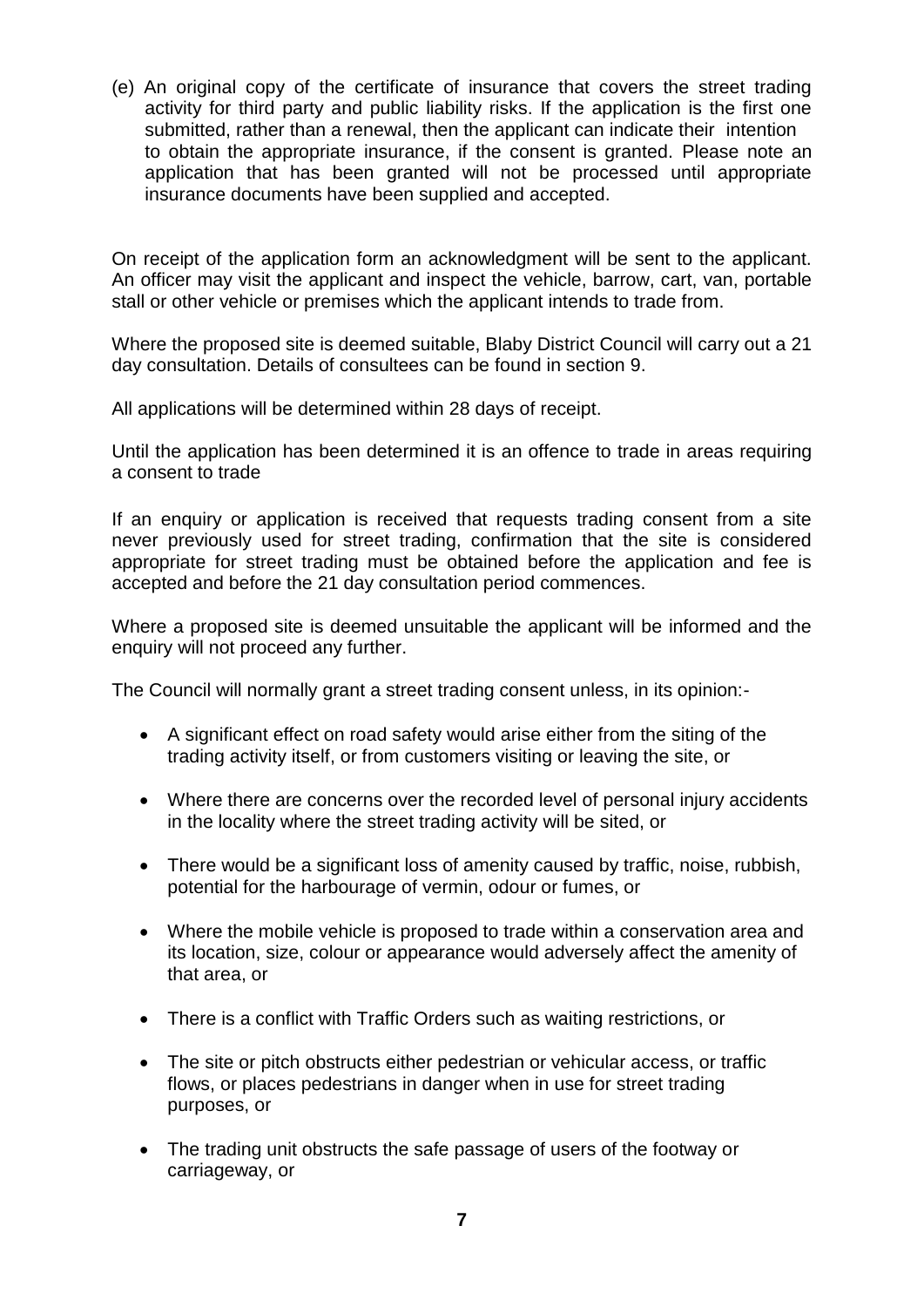(e) An original copy of the certificate of insurance that covers the street trading activity for third party and public liability risks. If the application is the first one submitted, rather than a renewal, then the applicant can indicate their intention to obtain the appropriate insurance, if the consent is granted. Please note an application that has been granted will not be processed until appropriate insurance documents have been supplied and accepted.

On receipt of the application form an acknowledgment will be sent to the applicant. An officer may visit the applicant and inspect the vehicle, barrow, cart, van, portable stall or other vehicle or premises which the applicant intends to trade from.

Where the proposed site is deemed suitable, Blaby District Council will carry out a 21 day consultation. Details of consultees can be found in section 9.

All applications will be determined within 28 days of receipt.

Until the application has been determined it is an offence to trade in areas requiring a consent to trade

If an enquiry or application is received that requests trading consent from a site never previously used for street trading, confirmation that the site is considered appropriate for street trading must be obtained before the application and fee is accepted and before the 21 day consultation period commences.

Where a proposed site is deemed unsuitable the applicant will be informed and the enquiry will not proceed any further.

The Council will normally grant a street trading consent unless, in its opinion:-

- A significant effect on road safety would arise either from the siting of the trading activity itself, or from customers visiting or leaving the site, or
- Where there are concerns over the recorded level of personal injury accidents in the locality where the street trading activity will be sited, or
- There would be a significant loss of amenity caused by traffic, noise, rubbish, potential for the harbourage of vermin, odour or fumes, or
- Where the mobile vehicle is proposed to trade within a conservation area and its location, size, colour or appearance would adversely affect the amenity of that area, or
- There is a conflict with Traffic Orders such as waiting restrictions, or
- The site or pitch obstructs either pedestrian or vehicular access, or traffic flows, or places pedestrians in danger when in use for street trading purposes, or
- The trading unit obstructs the safe passage of users of the footway or carriageway, or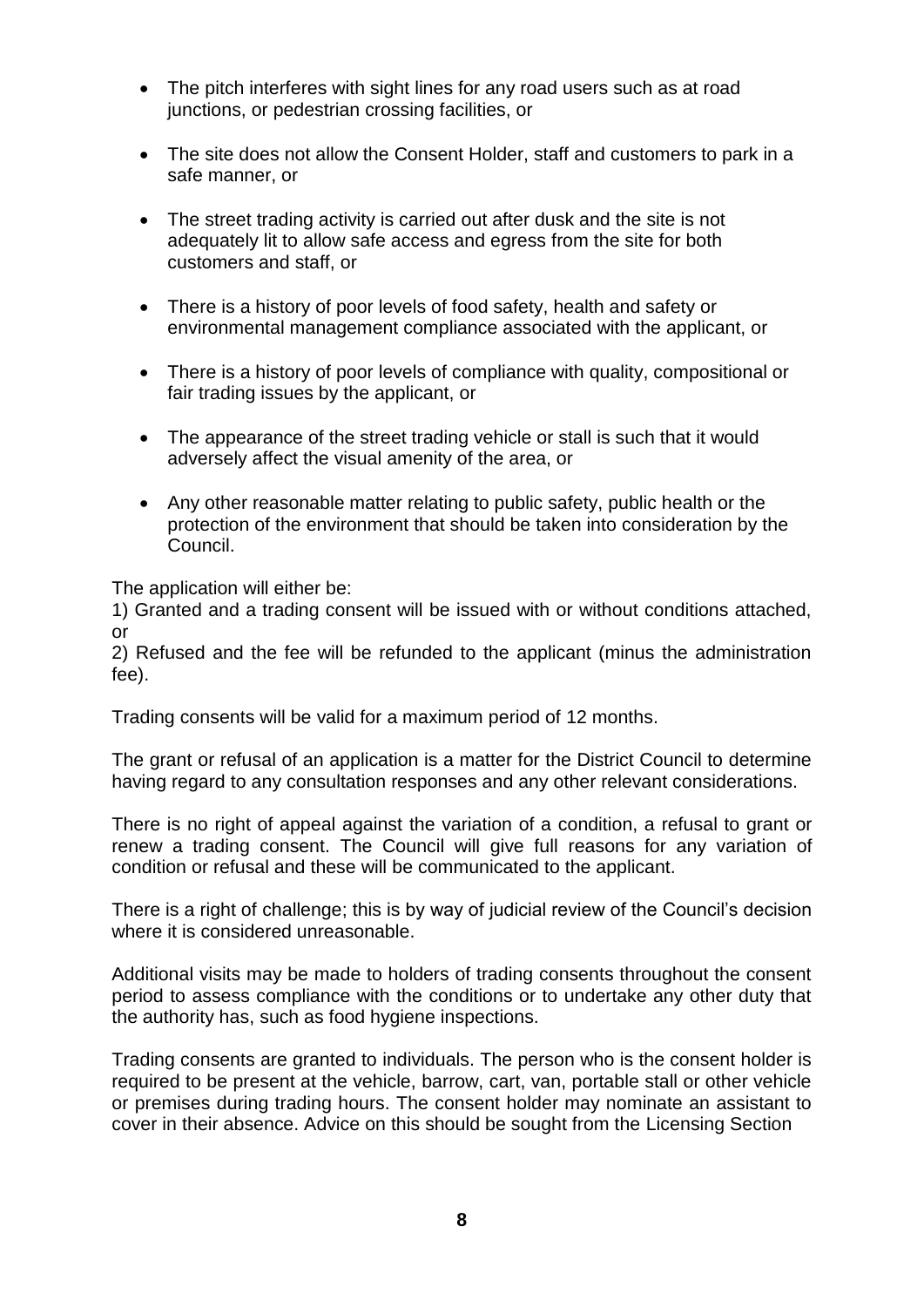- The pitch interferes with sight lines for any road users such as at road junctions, or pedestrian crossing facilities, or
- The site does not allow the Consent Holder, staff and customers to park in a safe manner, or
- The street trading activity is carried out after dusk and the site is not adequately lit to allow safe access and egress from the site for both customers and staff, or
- There is a history of poor levels of food safety, health and safety or environmental management compliance associated with the applicant, or
- There is a history of poor levels of compliance with quality, compositional or fair trading issues by the applicant, or
- The appearance of the street trading vehicle or stall is such that it would adversely affect the visual amenity of the area, or
- Any other reasonable matter relating to public safety, public health or the protection of the environment that should be taken into consideration by the Council.

The application will either be:
1) Granted and a trading consent will be issued with or without conditions attached, or
2) Refused and the fee will be refunded to the applicant (minus the administration fee).

Trading consents will be valid for a maximum period of 12 months.

The grant or refusal of an application is a matter for the District Council to determine having regard to any consultation responses and any other relevant considerations.

There is no right of appeal against the variation of a condition, a refusal to grant or renew a trading consent. The Council will give full reasons for any variation of condition or refusal and these will be communicated to the applicant.

There is a right of challenge; this is by way of judicial review of the Council's decision where it is considered unreasonable.

Additional visits may be made to holders of trading consents throughout the consent period to assess compliance with the conditions or to undertake any other duty that the authority has, such as food hygiene inspections.

Trading consents are granted to individuals. The person who is the consent holder is required to be present at the vehicle, barrow, cart, van, portable stall or other vehicle or premises during trading hours. The consent holder may nominate an assistant to cover in their absence. Advice on this should be sought from the Licensing Section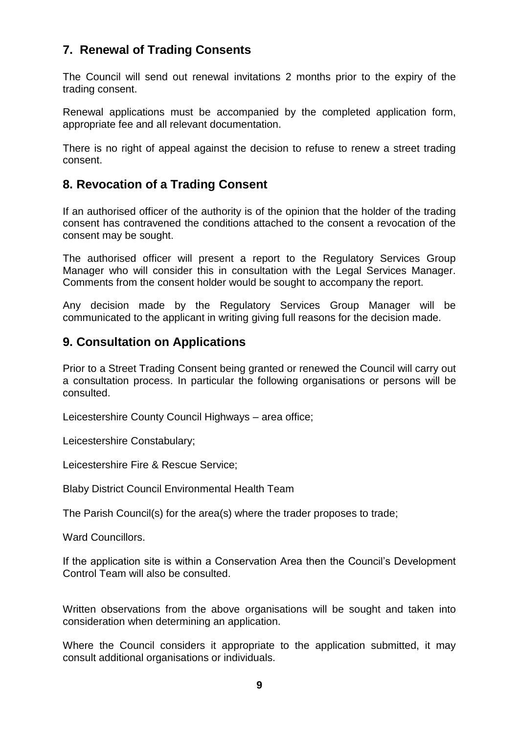## 7. Renewal of Trading Consents

The Council will send out renewal invitations 2 months prior to the expiry of the trading consent.

Renewal applications must be accompanied by the completed application form, appropriate fee and all relevant documentation.

There is no right of appeal against the decision to refuse to renew a street trading consent.

## 8. Revocation of a Trading Consent

If an authorised officer of the authority is of the opinion that the holder of the trading consent has contravened the conditions attached to the consent a revocation of the consent may be sought.

The authorised officer will present a report to the Regulatory Services Group Manager who will consider this in consultation with the Legal Services Manager. Comments from the consent holder would be sought to accompany the report.

Any decision made by the Regulatory Services Group Manager will be communicated to the applicant in writing giving full reasons for the decision made.

## 9. Consultation on Applications

Prior to a Street Trading Consent being granted or renewed the Council will carry out a consultation process. In particular the following organisations or persons will be consulted.

Leicestershire County Council Highways – area office;

Leicestershire Constabulary;

Leicestershire Fire & Rescue Service;

Blaby District Council Environmental Health Team

The Parish Council(s) for the area(s) where the trader proposes to trade;

Ward Councillors.

If the application site is within a Conservation Area then the Council's Development Control Team will also be consulted.

Written observations from the above organisations will be sought and taken into consideration when determining an application.

Where the Council considers it appropriate to the application submitted, it may consult additional organisations or individuals.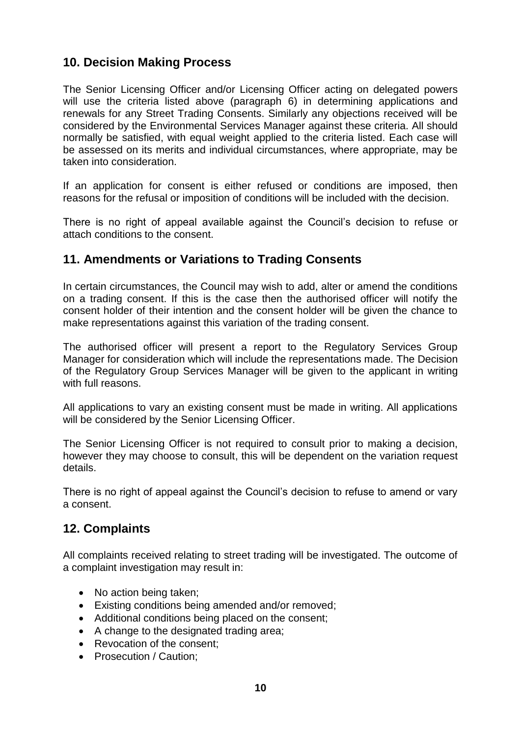## 10. Decision Making Process

The Senior Licensing Officer and/or Licensing Officer acting on delegated powers will use the criteria listed above (paragraph 6) in determining applications and renewals for any Street Trading Consents. Similarly any objections received will be considered by the Environmental Services Manager against these criteria. All should normally be satisfied, with equal weight applied to the criteria listed. Each case will be assessed on its merits and individual circumstances, where appropriate, may be taken into consideration.

If an application for consent is either refused or conditions are imposed, then reasons for the refusal or imposition of conditions will be included with the decision.

There is no right of appeal available against the Council's decision to refuse or attach conditions to the consent.

## 11. Amendments or Variations to Trading Consents

In certain circumstances, the Council may wish to add, alter or amend the conditions on a trading consent. If this is the case then the authorised officer will notify the consent holder of their intention and the consent holder will be given the chance to make representations against this variation of the trading consent.

The authorised officer will present a report to the Regulatory Services Group Manager for consideration which will include the representations made. The Decision of the Regulatory Group Services Manager will be given to the applicant in writing with full reasons.

All applications to vary an existing consent must be made in writing. All applications will be considered by the Senior Licensing Officer.

The Senior Licensing Officer is not required to consult prior to making a decision, however they may choose to consult, this will be dependent on the variation request details.

There is no right of appeal against the Council's decision to refuse to amend or vary a consent.

## 12. Complaints

All complaints received relating to street trading will be investigated. The outcome of a complaint investigation may result in:

- No action being taken;
- Existing conditions being amended and/or removed;
- Additional conditions being placed on the consent;
- A change to the designated trading area;
- Revocation of the consent;
- Prosecution / Caution;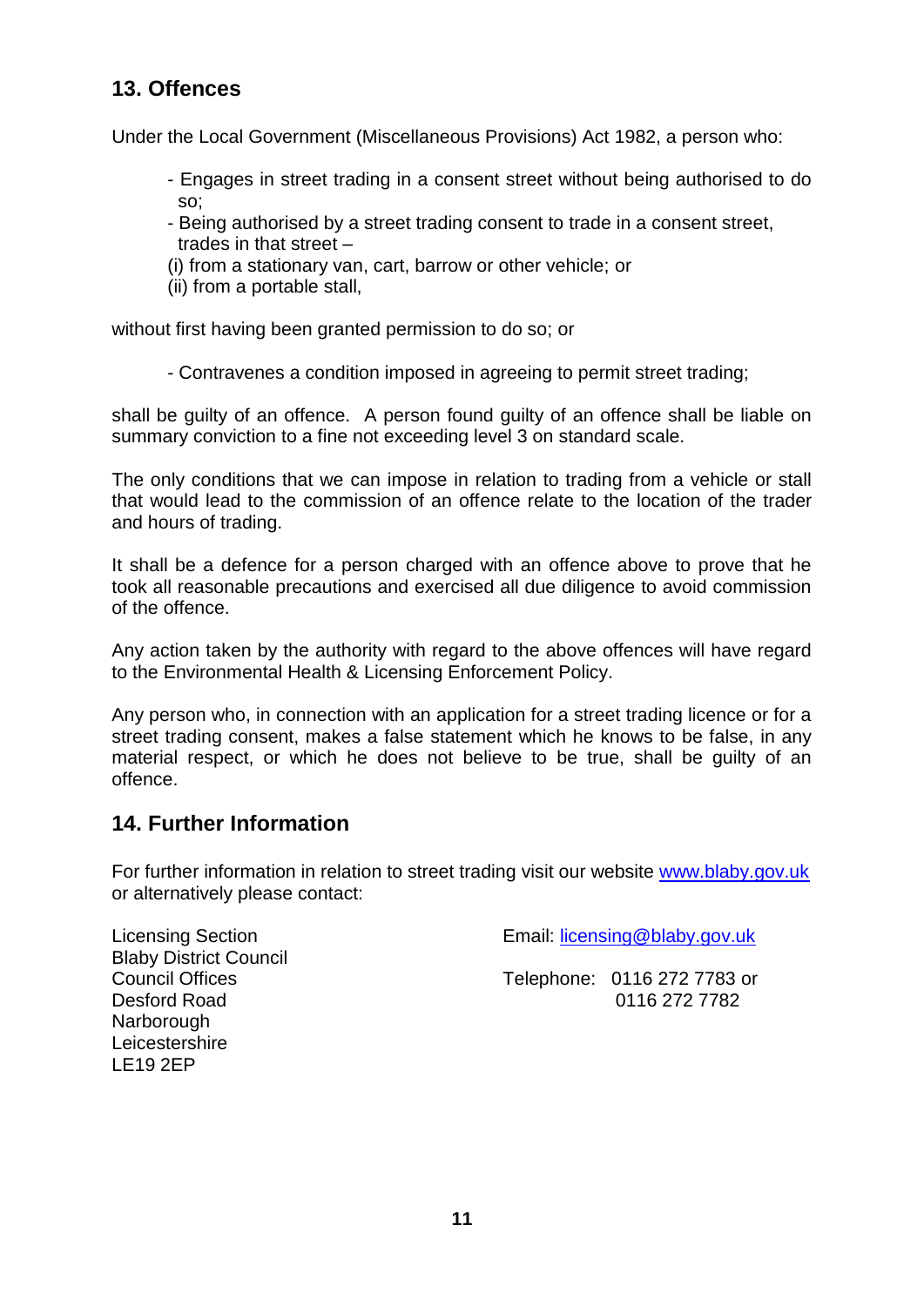## 13. Offences

Under the Local Government (Miscellaneous Provisions) Act 1982, a person who:

- Engages in street trading in a consent street without being authorised to do so;
- Being authorised by a street trading consent to trade in a consent street, trades in that street –
  (i) from a stationary van, cart, barrow or other vehicle; or
  (ii) from a portable stall,

without first having been granted permission to do so; or

- Contravenes a condition imposed in agreeing to permit street trading;

shall be guilty of an offence. A person found guilty of an offence shall be liable on summary conviction to a fine not exceeding level 3 on standard scale.

The only conditions that we can impose in relation to trading from a vehicle or stall that would lead to the commission of an offence relate to the location of the trader and hours of trading.

It shall be a defence for a person charged with an offence above to prove that he took all reasonable precautions and exercised all due diligence to avoid commission of the offence.

Any action taken by the authority with regard to the above offences will have regard to the Environmental Health & Licensing Enforcement Policy.

Any person who, in connection with an application for a street trading licence or for a street trading consent, makes a false statement which he knows to be false, in any material respect, or which he does not believe to be true, shall be guilty of an offence.

## 14. Further Information

For further information in relation to street trading visit our website www.blaby.gov.uk or alternatively please contact:

Licensing Section
Blaby District Council
Council Offices
Desford Road
Narborough
Leicestershire
LE19 2EP

Email: licensing@blaby.gov.uk

Telephone: 0116 272 7783 or 0116 272 7782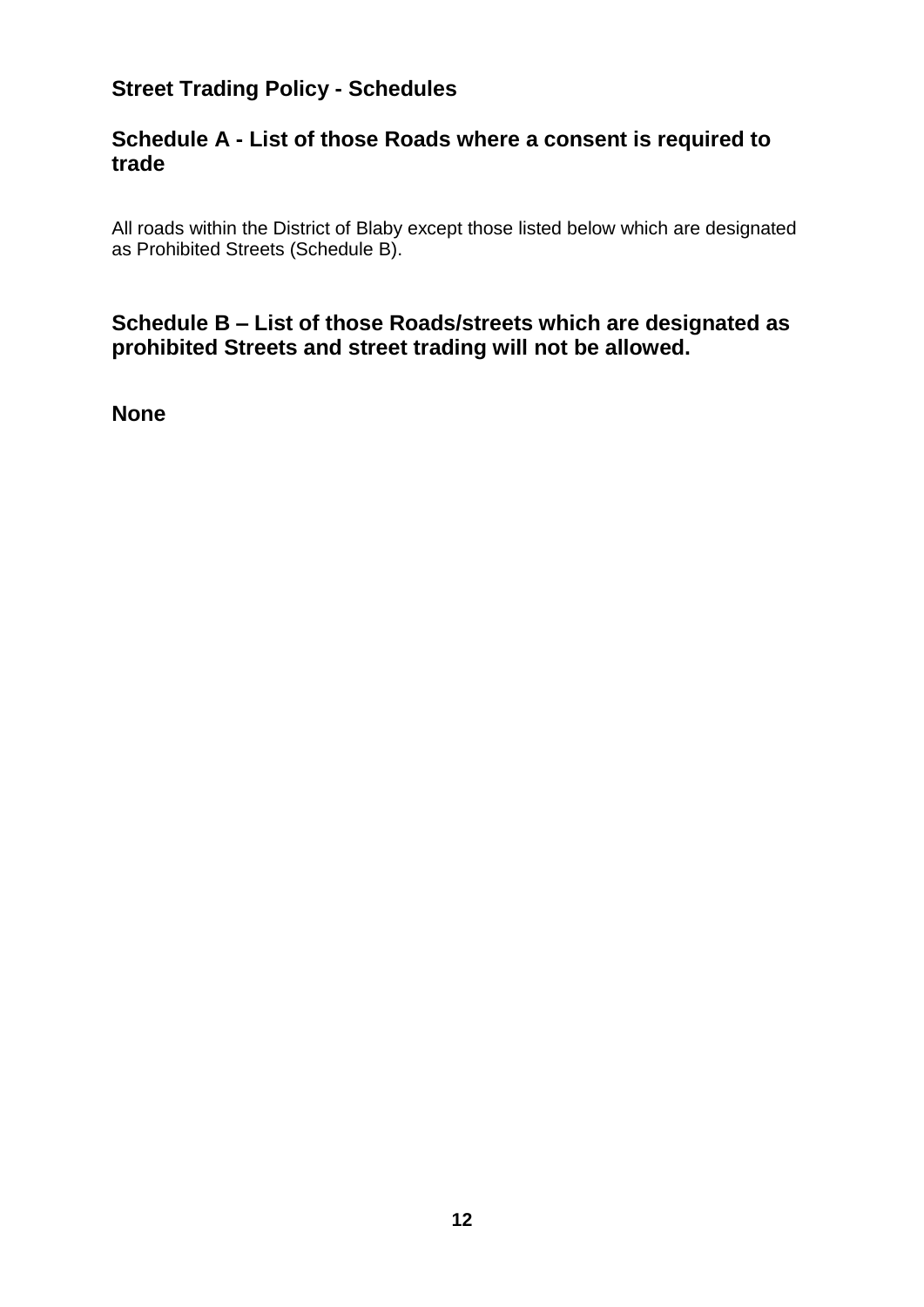## Street Trading Policy - Schedules

### Schedule A - List of those Roads where a consent is required to trade

All roads within the District of Blaby except those listed below which are designated as Prohibited Streets (Schedule B).

### Schedule B – List of those Roads/streets which are designated as prohibited Streets and street trading will not be allowed.

**None**